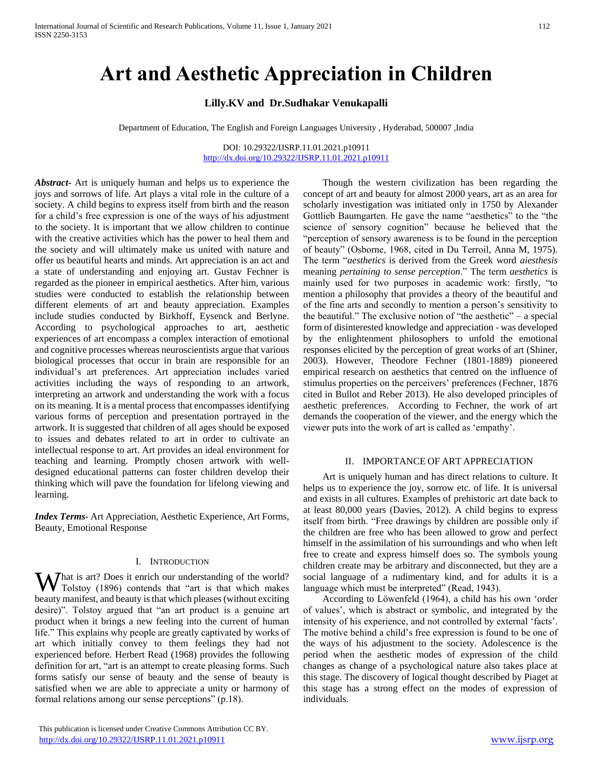# Art and Aesthetic Appreciation in Children

**Lilly.KV and Dr.Sudhakar Venukapalli**

Department of Education, The English and Foreign Languages University , Hyderabad, 500007 ,India

DOI: 10.29322/IJSRP.11.01.2021.p10911
http://dx.doi.org/10.29322/IJSRP.11.01.2021.p10911

***Abstract-*** Art is uniquely human and helps us to experience the joys and sorrows of life. Art plays a vital role in the culture of a society. A child begins to express itself from birth and the reason for a child's free expression is one of the ways of his adjustment to the society. It is important that we allow children to continue with the creative activities which has the power to heal them and the society and will ultimately make us united with nature and offer us beautiful hearts and minds. Art appreciation is an act and a state of understanding and enjoying art. Gustav Fechner is regarded as the pioneer in empirical aesthetics. After him, various studies were conducted to establish the relationship between different elements of art and beauty appreciation. Examples include studies conducted by Birkhoff, Eysenck and Berlyne. According to psychological approaches to art, aesthetic experiences of art encompass a complex interaction of emotional and cognitive processes whereas neuroscientists argue that various biological processes that occur in brain are responsible for an individual's art preferences. Art appreciation includes varied activities including the ways of responding to an artwork, interpreting an artwork and understanding the work with a focus on its meaning. It is a mental process that encompasses identifying various forms of perception and presentation portrayed in the artwork. It is suggested that children of all ages should be exposed to issues and debates related to art in order to cultivate an intellectual response to art. Art provides an ideal environment for teaching and learning. Promptly chosen artwork with well-designed educational patterns can foster children develop their thinking which will pave the foundation for lifelong viewing and learning.

***Index Terms-*** Art Appreciation, Aesthetic Experience, Art Forms, Beauty, Emotional Response

## I. Introduction

What is art? Does it enrich our understanding of the world? Tolstoy (1896) contends that "art is that which makes beauty manifest, and beauty is that which pleases (without exciting desire)". Tolstoy argued that "an art product is a genuine art product when it brings a new feeling into the current of human life." This explains why people are greatly captivated by works of art which initially convey to them feelings they had not experienced before. Herbert Read (1968) provides the following definition for art, "art is an attempt to create pleasing forms. Such forms satisfy our sense of beauty and the sense of beauty is satisfied when we are able to appreciate a unity or harmony of formal relations among our sense perceptions" (p.18).

Though the western civilization has been regarding the concept of art and beauty for almost 2000 years, art as an area for scholarly investigation was initiated only in 1750 by Alexander Gottlieb Baumgarten. He gave the name "aesthetics" to the "the science of sensory cognition" because he believed that the "perception of sensory awareness is to be found in the perception of beauty" (Osborne, 1968, cited in Du Terroil, Anna M, 1975). The term "*aesthetics* is derived from the Greek word *aiesthesis* meaning *pertaining to sense perception*." The term *aesthetics* is mainly used for two purposes in academic work: firstly, "to mention a philosophy that provides a theory of the beautiful and of the fine arts and secondly to mention a person's sensitivity to the beautiful." The exclusive notion of "the aesthetic" – a special form of disinterested knowledge and appreciation - was developed by the enlightenment philosophers to unfold the emotional responses elicited by the perception of great works of art (Shiner, 2003). However, Theodore Fechner (1801-1889) pioneered empirical research on aesthetics that centred on the influence of stimulus properties on the perceivers' preferences (Fechner, 1876 cited in Bullot and Reber 2013). He also developed principles of aesthetic preferences. According to Fechner, the work of art demands the cooperation of the viewer, and the energy which the viewer puts into the work of art is called as 'empathy'.

## II. Importance of Art Appreciation

Art is uniquely human and has direct relations to culture. It helps us to experience the joy, sorrow etc. of life. It is universal and exists in all cultures. Examples of prehistoric art date back to at least 80,000 years (Davies, 2012). A child begins to express itself from birth. "Free drawings by children are possible only if the children are free who has been allowed to grow and perfect himself in the assimilation of his surroundings and who when left free to create and express himself does so. The symbols young children create may be arbitrary and disconnected, but they are a social language of a rudimentary kind, and for adults it is a language which must be interpreted" (Read, 1943).

According to Löwenfeld (1964), a child has his own 'order of values', which is abstract or symbolic, and integrated by the intensity of his experience, and not controlled by external 'facts'. The motive behind a child's free expression is found to be one of the ways of his adjustment to the society. Adolescence is the period when the aesthetic modes of expression of the child changes as change of a psychological nature also takes place at this stage. The discovery of logical thought described by Piaget at this stage has a strong effect on the modes of expression of individuals.

This publication is licensed under Creative Commons Attribution CC BY.
http://dx.doi.org/10.29322/IJSRP.11.01.2021.p10911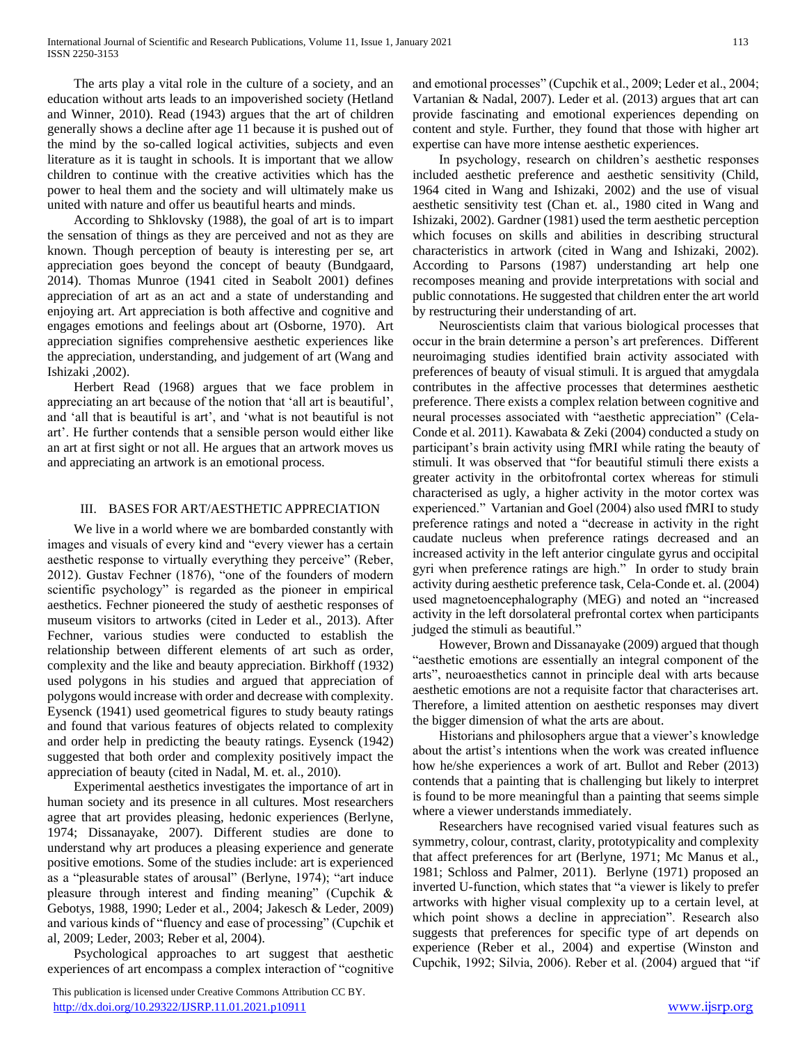The arts play a vital role in the culture of a society, and an education without arts leads to an impoverished society (Hetland and Winner, 2010). Read (1943) argues that the art of children generally shows a decline after age 11 because it is pushed out of the mind by the so-called logical activities, subjects and even literature as it is taught in schools. It is important that we allow children to continue with the creative activities which has the power to heal them and the society and will ultimately make us united with nature and offer us beautiful hearts and minds.

According to Shklovsky (1988), the goal of art is to impart the sensation of things as they are perceived and not as they are known. Though perception of beauty is interesting per se, art appreciation goes beyond the concept of beauty (Bundgaard, 2014). Thomas Munroe (1941 cited in Seabolt 2001) defines appreciation of art as an act and a state of understanding and enjoying art. Art appreciation is both affective and cognitive and engages emotions and feelings about art (Osborne, 1970). Art appreciation signifies comprehensive aesthetic experiences like the appreciation, understanding, and judgement of art (Wang and Ishizaki ,2002).

Herbert Read (1968) argues that we face problem in appreciating an art because of the notion that 'all art is beautiful', and 'all that is beautiful is art', and 'what is not beautiful is not art'. He further contends that a sensible person would either like an art at first sight or not all. He argues that an artwork moves us and appreciating an artwork is an emotional process.

## III. BASES FOR ART/AESTHETIC APPRECIATION

We live in a world where we are bombarded constantly with images and visuals of every kind and "every viewer has a certain aesthetic response to virtually everything they perceive" (Reber, 2012). Gustav Fechner (1876), "one of the founders of modern scientific psychology" is regarded as the pioneer in empirical aesthetics. Fechner pioneered the study of aesthetic responses of museum visitors to artworks (cited in Leder et al., 2013). After Fechner, various studies were conducted to establish the relationship between different elements of art such as order, complexity and the like and beauty appreciation. Birkhoff (1932) used polygons in his studies and argued that appreciation of polygons would increase with order and decrease with complexity. Eysenck (1941) used geometrical figures to study beauty ratings and found that various features of objects related to complexity and order help in predicting the beauty ratings. Eysenck (1942) suggested that both order and complexity positively impact the appreciation of beauty (cited in Nadal, M. et. al., 2010).

Experimental aesthetics investigates the importance of art in human society and its presence in all cultures. Most researchers agree that art provides pleasing, hedonic experiences (Berlyne, 1974; Dissanayake, 2007). Different studies are done to understand why art produces a pleasing experience and generate positive emotions. Some of the studies include: art is experienced as a "pleasurable states of arousal" (Berlyne, 1974); "art induce pleasure through interest and finding meaning" (Cupchik & Gebotys, 1988, 1990; Leder et al., 2004; Jakesch & Leder, 2009) and various kinds of "fluency and ease of processing" (Cupchik et al, 2009; Leder, 2003; Reber et al, 2004).

Psychological approaches to art suggest that aesthetic experiences of art encompass a complex interaction of "cognitive and emotional processes" (Cupchik et al., 2009; Leder et al., 2004; Vartanian & Nadal, 2007). Leder et al. (2013) argues that art can provide fascinating and emotional experiences depending on content and style. Further, they found that those with higher art expertise can have more intense aesthetic experiences.

In psychology, research on children's aesthetic responses included aesthetic preference and aesthetic sensitivity (Child, 1964 cited in Wang and Ishizaki, 2002) and the use of visual aesthetic sensitivity test (Chan et. al., 1980 cited in Wang and Ishizaki, 2002). Gardner (1981) used the term aesthetic perception which focuses on skills and abilities in describing structural characteristics in artwork (cited in Wang and Ishizaki, 2002). According to Parsons (1987) understanding art help one recomposes meaning and provide interpretations with social and public connotations. He suggested that children enter the art world by restructuring their understanding of art.

Neuroscientists claim that various biological processes that occur in the brain determine a person's art preferences. Different neuroimaging studies identified brain activity associated with preferences of beauty of visual stimuli. It is argued that amygdala contributes in the affective processes that determines aesthetic preference. There exists a complex relation between cognitive and neural processes associated with "aesthetic appreciation" (Cela-Conde et al. 2011). Kawabata & Zeki (2004) conducted a study on participant's brain activity using fMRI while rating the beauty of stimuli. It was observed that "for beautiful stimuli there exists a greater activity in the orbitofrontal cortex whereas for stimuli characterised as ugly, a higher activity in the motor cortex was experienced." Vartanian and Goel (2004) also used fMRI to study preference ratings and noted a "decrease in activity in the right caudate nucleus when preference ratings decreased and an increased activity in the left anterior cingulate gyrus and occipital gyri when preference ratings are high." In order to study brain activity during aesthetic preference task, Cela-Conde et. al. (2004) used magnetoencephalography (MEG) and noted an "increased activity in the left dorsolateral prefrontal cortex when participants judged the stimuli as beautiful."

However, Brown and Dissanayake (2009) argued that though "aesthetic emotions are essentially an integral component of the arts", neuroaesthetics cannot in principle deal with arts because aesthetic emotions are not a requisite factor that characterises art. Therefore, a limited attention on aesthetic responses may divert the bigger dimension of what the arts are about.

Historians and philosophers argue that a viewer's knowledge about the artist's intentions when the work was created influence how he/she experiences a work of art. Bullot and Reber (2013) contends that a painting that is challenging but likely to interpret is found to be more meaningful than a painting that seems simple where a viewer understands immediately.

Researchers have recognised varied visual features such as symmetry, colour, contrast, clarity, prototypicality and complexity that affect preferences for art (Berlyne, 1971; Mc Manus et al., 1981; Schloss and Palmer, 2011). Berlyne (1971) proposed an inverted U-function, which states that "a viewer is likely to prefer artworks with higher visual complexity up to a certain level, at which point shows a decline in appreciation". Research also suggests that preferences for specific type of art depends on experience (Reber et al., 2004) and expertise (Winston and Cupchik, 1992; Silvia, 2006). Reber et al. (2004) argued that "if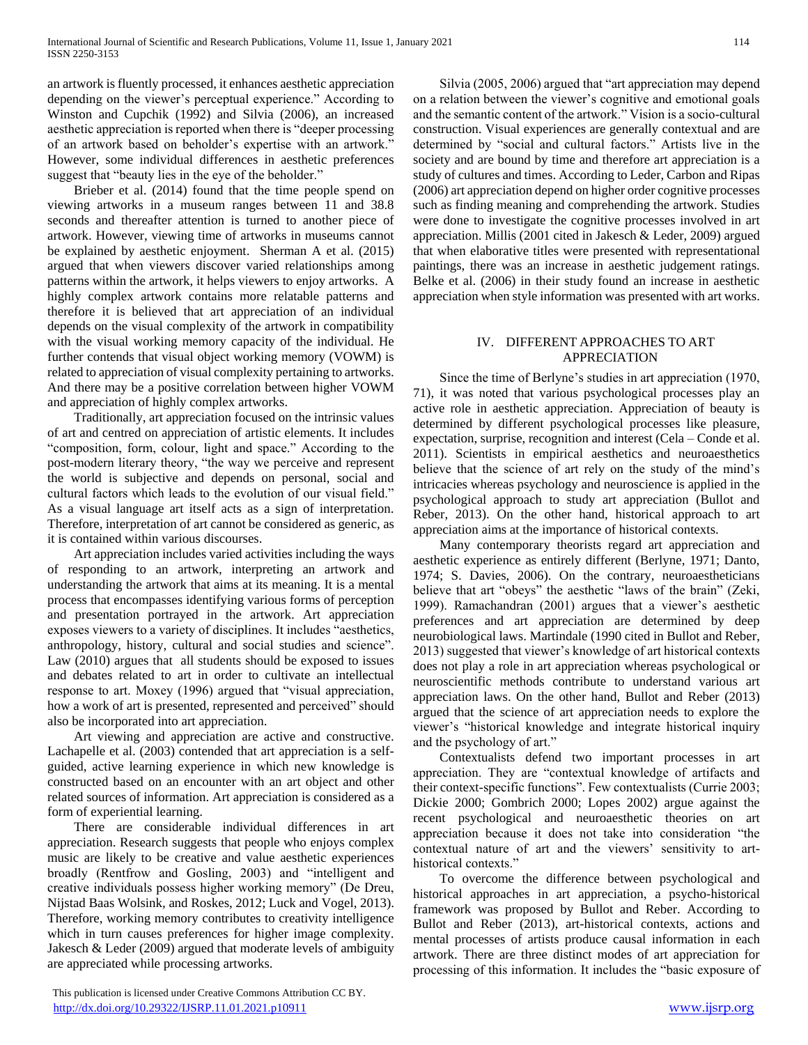an artwork is fluently processed, it enhances aesthetic appreciation depending on the viewer's perceptual experience." According to Winston and Cupchik (1992) and Silvia (2006), an increased aesthetic appreciation is reported when there is "deeper processing of an artwork based on beholder's expertise with an artwork." However, some individual differences in aesthetic preferences suggest that "beauty lies in the eye of the beholder."

Brieber et al. (2014) found that the time people spend on viewing artworks in a museum ranges between 11 and 38.8 seconds and thereafter attention is turned to another piece of artwork. However, viewing time of artworks in museums cannot be explained by aesthetic enjoyment. Sherman A et al. (2015) argued that when viewers discover varied relationships among patterns within the artwork, it helps viewers to enjoy artworks. A highly complex artwork contains more relatable patterns and therefore it is believed that art appreciation of an individual depends on the visual complexity of the artwork in compatibility with the visual working memory capacity of the individual. He further contends that visual object working memory (VOWM) is related to appreciation of visual complexity pertaining to artworks. And there may be a positive correlation between higher VOWM and appreciation of highly complex artworks.

Traditionally, art appreciation focused on the intrinsic values of art and centred on appreciation of artistic elements. It includes "composition, form, colour, light and space." According to the post-modern literary theory, "the way we perceive and represent the world is subjective and depends on personal, social and cultural factors which leads to the evolution of our visual field." As a visual language art itself acts as a sign of interpretation. Therefore, interpretation of art cannot be considered as generic, as it is contained within various discourses.

Art appreciation includes varied activities including the ways of responding to an artwork, interpreting an artwork and understanding the artwork that aims at its meaning. It is a mental process that encompasses identifying various forms of perception and presentation portrayed in the artwork. Art appreciation exposes viewers to a variety of disciplines. It includes "aesthetics, anthropology, history, cultural and social studies and science". Law (2010) argues that all students should be exposed to issues and debates related to art in order to cultivate an intellectual response to art. Moxey (1996) argued that "visual appreciation, how a work of art is presented, represented and perceived" should also be incorporated into art appreciation.

Art viewing and appreciation are active and constructive. Lachapelle et al. (2003) contended that art appreciation is a self-guided, active learning experience in which new knowledge is constructed based on an encounter with an art object and other related sources of information. Art appreciation is considered as a form of experiential learning.

There are considerable individual differences in art appreciation. Research suggests that people who enjoys complex music are likely to be creative and value aesthetic experiences broadly (Rentfrow and Gosling, 2003) and "intelligent and creative individuals possess higher working memory" (De Dreu, Nijstad Baas Wolsink, and Roskes, 2012; Luck and Vogel, 2013). Therefore, working memory contributes to creativity intelligence which in turn causes preferences for higher image complexity. Jakesch & Leder (2009) argued that moderate levels of ambiguity are appreciated while processing artworks.

Silvia (2005, 2006) argued that "art appreciation may depend on a relation between the viewer's cognitive and emotional goals and the semantic content of the artwork." Vision is a socio-cultural construction. Visual experiences are generally contextual and are determined by "social and cultural factors." Artists live in the society and are bound by time and therefore art appreciation is a study of cultures and times. According to Leder, Carbon and Ripas (2006) art appreciation depend on higher order cognitive processes such as finding meaning and comprehending the artwork. Studies were done to investigate the cognitive processes involved in art appreciation. Millis (2001 cited in Jakesch & Leder, 2009) argued that when elaborative titles were presented with representational paintings, there was an increase in aesthetic judgement ratings. Belke et al. (2006) in their study found an increase in aesthetic appreciation when style information was presented with art works.

## IV. DIFFERENT APPROACHES TO ART APPRECIATION

Since the time of Berlyne's studies in art appreciation (1970, 71), it was noted that various psychological processes play an active role in aesthetic appreciation. Appreciation of beauty is determined by different psychological processes like pleasure, expectation, surprise, recognition and interest (Cela – Conde et al. 2011). Scientists in empirical aesthetics and neuroaesthetics believe that the science of art rely on the study of the mind's intricacies whereas psychology and neuroscience is applied in the psychological approach to study art appreciation (Bullot and Reber, 2013). On the other hand, historical approach to art appreciation aims at the importance of historical contexts.

Many contemporary theorists regard art appreciation and aesthetic experience as entirely different (Berlyne, 1971; Danto, 1974; S. Davies, 2006). On the contrary, neuroaestheticians believe that art "obeys" the aesthetic "laws of the brain" (Zeki, 1999). Ramachandran (2001) argues that a viewer's aesthetic preferences and art appreciation are determined by deep neurobiological laws. Martindale (1990 cited in Bullot and Reber, 2013) suggested that viewer's knowledge of art historical contexts does not play a role in art appreciation whereas psychological or neuroscientific methods contribute to understand various art appreciation laws. On the other hand, Bullot and Reber (2013) argued that the science of art appreciation needs to explore the viewer's "historical knowledge and integrate historical inquiry and the psychology of art."

Contextualists defend two important processes in art appreciation. They are "contextual knowledge of artifacts and their context-specific functions". Few contextualists (Currie 2003; Dickie 2000; Gombrich 2000; Lopes 2002) argue against the recent psychological and neuroaesthetic theories on art appreciation because it does not take into consideration "the contextual nature of art and the viewers' sensitivity to art-historical contexts."

To overcome the difference between psychological and historical approaches in art appreciation, a psycho-historical framework was proposed by Bullot and Reber. According to Bullot and Reber (2013), art-historical contexts, actions and mental processes of artists produce causal information in each artwork. There are three distinct modes of art appreciation for processing of this information. It includes the "basic exposure of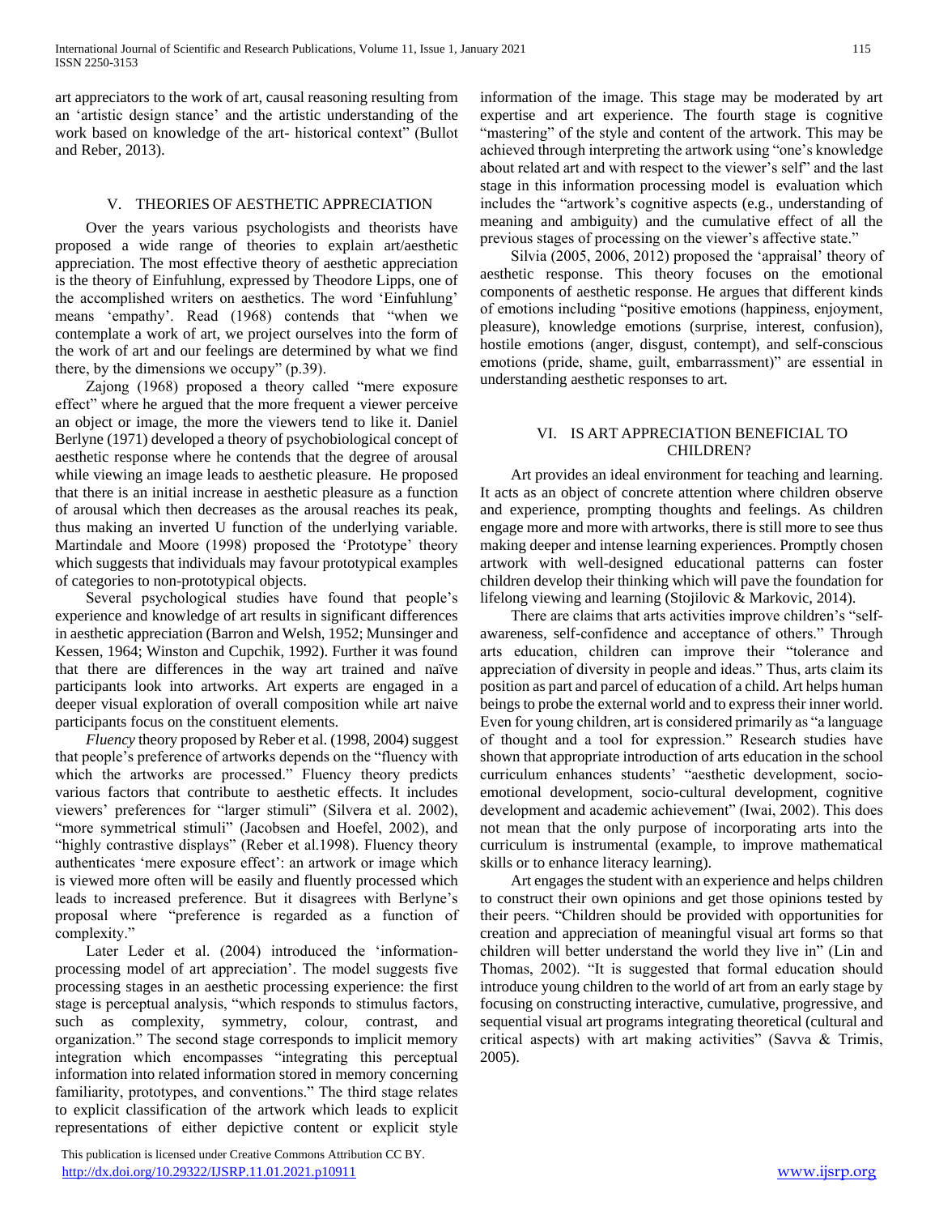art appreciators to the work of art, causal reasoning resulting from an 'artistic design stance' and the artistic understanding of the work based on knowledge of the art- historical context" (Bullot and Reber, 2013).

## V. THEORIES OF AESTHETIC APPRECIATION

Over the years various psychologists and theorists have proposed a wide range of theories to explain art/aesthetic appreciation. The most effective theory of aesthetic appreciation is the theory of Einfuhlung, expressed by Theodore Lipps, one of the accomplished writers on aesthetics. The word 'Einfuhlung' means 'empathy'. Read (1968) contends that "when we contemplate a work of art, we project ourselves into the form of the work of art and our feelings are determined by what we find there, by the dimensions we occupy" (p.39).

Zajong (1968) proposed a theory called "mere exposure effect" where he argued that the more frequent a viewer perceive an object or image, the more the viewers tend to like it. Daniel Berlyne (1971) developed a theory of psychobiological concept of aesthetic response where he contends that the degree of arousal while viewing an image leads to aesthetic pleasure. He proposed that there is an initial increase in aesthetic pleasure as a function of arousal which then decreases as the arousal reaches its peak, thus making an inverted U function of the underlying variable. Martindale and Moore (1998) proposed the 'Prototype' theory which suggests that individuals may favour prototypical examples of categories to non-prototypical objects.

Several psychological studies have found that people's experience and knowledge of art results in significant differences in aesthetic appreciation (Barron and Welsh, 1952; Munsinger and Kessen, 1964; Winston and Cupchik, 1992). Further it was found that there are differences in the way art trained and naïve participants look into artworks. Art experts are engaged in a deeper visual exploration of overall composition while art naive participants focus on the constituent elements.

*Fluency* theory proposed by Reber et al. (1998, 2004) suggest that people's preference of artworks depends on the "fluency with which the artworks are processed." Fluency theory predicts various factors that contribute to aesthetic effects. It includes viewers' preferences for "larger stimuli" (Silvera et al. 2002), "more symmetrical stimuli" (Jacobsen and Hoefel, 2002), and "highly contrastive displays" (Reber et al.1998). Fluency theory authenticates 'mere exposure effect': an artwork or image which is viewed more often will be easily and fluently processed which leads to increased preference. But it disagrees with Berlyne's proposal where "preference is regarded as a function of complexity."

Later Leder et al. (2004) introduced the 'information-processing model of art appreciation'. The model suggests five processing stages in an aesthetic processing experience: the first stage is perceptual analysis, "which responds to stimulus factors, such as complexity, symmetry, colour, contrast, and organization." The second stage corresponds to implicit memory integration which encompasses "integrating this perceptual information into related information stored in memory concerning familiarity, prototypes, and conventions." The third stage relates to explicit classification of the artwork which leads to explicit representations of either depictive content or explicit style information of the image. This stage may be moderated by art expertise and art experience. The fourth stage is cognitive "mastering" of the style and content of the artwork. This may be achieved through interpreting the artwork using "one's knowledge about related art and with respect to the viewer's self" and the last stage in this information processing model is evaluation which includes the "artwork's cognitive aspects (e.g., understanding of meaning and ambiguity) and the cumulative effect of all the previous stages of processing on the viewer's affective state."

Silvia (2005, 2006, 2012) proposed the 'appraisal' theory of aesthetic response. This theory focuses on the emotional components of aesthetic response. He argues that different kinds of emotions including "positive emotions (happiness, enjoyment, pleasure), knowledge emotions (surprise, interest, confusion), hostile emotions (anger, disgust, contempt), and self-conscious emotions (pride, shame, guilt, embarrassment)" are essential in understanding aesthetic responses to art.

## VI. IS ART APPRECIATION BENEFICIAL TO CHILDREN?

Art provides an ideal environment for teaching and learning. It acts as an object of concrete attention where children observe and experience, prompting thoughts and feelings. As children engage more and more with artworks, there is still more to see thus making deeper and intense learning experiences. Promptly chosen artwork with well-designed educational patterns can foster children develop their thinking which will pave the foundation for lifelong viewing and learning (Stojilovic & Markovic, 2014).

There are claims that arts activities improve children's "self-awareness, self-confidence and acceptance of others." Through arts education, children can improve their "tolerance and appreciation of diversity in people and ideas." Thus, arts claim its position as part and parcel of education of a child. Art helps human beings to probe the external world and to express their inner world. Even for young children, art is considered primarily as "a language of thought and a tool for expression." Research studies have shown that appropriate introduction of arts education in the school curriculum enhances students' "aesthetic development, socio-emotional development, socio-cultural development, cognitive development and academic achievement" (Iwai, 2002). This does not mean that the only purpose of incorporating arts into the curriculum is instrumental (example, to improve mathematical skills or to enhance literacy learning).

Art engages the student with an experience and helps children to construct their own opinions and get those opinions tested by their peers. "Children should be provided with opportunities for creation and appreciation of meaningful visual art forms so that children will better understand the world they live in" (Lin and Thomas, 2002). "It is suggested that formal education should introduce young children to the world of art from an early stage by focusing on constructing interactive, cumulative, progressive, and sequential visual art programs integrating theoretical (cultural and critical aspects) with art making activities" (Savva & Trimis, 2005).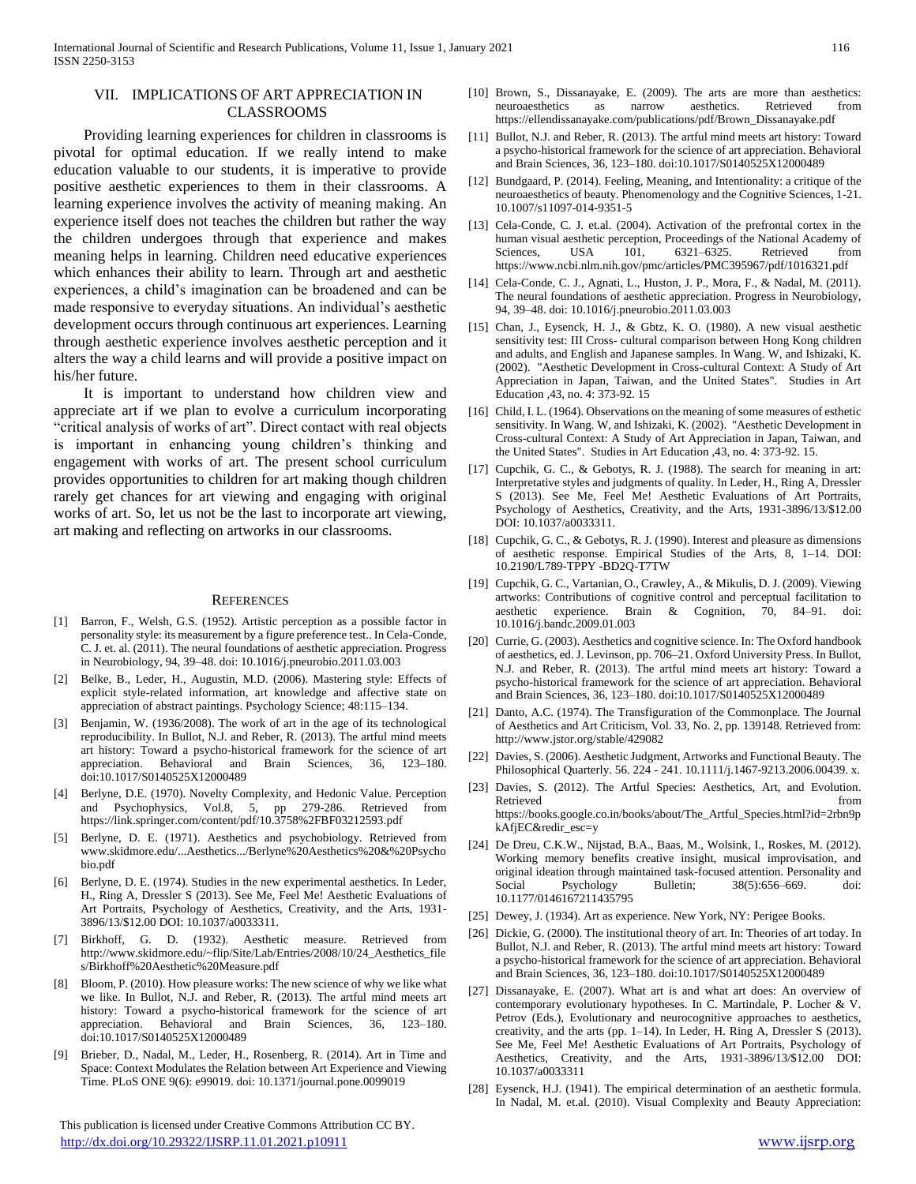## VII. IMPLICATIONS OF ART APPRECIATION IN CLASSROOMS

Providing learning experiences for children in classrooms is pivotal for optimal education. If we really intend to make education valuable to our students, it is imperative to provide positive aesthetic experiences to them in their classrooms. A learning experience involves the activity of meaning making. An experience itself does not teaches the children but rather the way the children undergoes through that experience and makes meaning helps in learning. Children need educative experiences which enhances their ability to learn. Through art and aesthetic experiences, a child's imagination can be broadened and can be made responsive to everyday situations. An individual's aesthetic development occurs through continuous art experiences. Learning through aesthetic experience involves aesthetic perception and it alters the way a child learns and will provide a positive impact on his/her future.

It is important to understand how children view and appreciate art if we plan to evolve a curriculum incorporating "critical analysis of works of art". Direct contact with real objects is important in enhancing young children's thinking and engagement with works of art. The present school curriculum provides opportunities to children for art making though children rarely get chances for art viewing and engaging with original works of art. So, let us not be the last to incorporate art viewing, art making and reflecting on artworks in our classrooms.

## REFERENCES

[1] Barron, F., Welsh, G.S. (1952). Artistic perception as a possible factor in personality style: its measurement by a figure preference test.. In Cela-Conde, C. J. et. al. (2011). The neural foundations of aesthetic appreciation. Progress in Neurobiology, 94, 39–48. doi: 10.1016/j.pneurobio.2011.03.003

[2] Belke, B., Leder, H., Augustin, M.D. (2006). Mastering style: Effects of explicit style-related information, art knowledge and affective state on appreciation of abstract paintings. Psychology Science; 48:115–134.

[3] Benjamin, W. (1936/2008). The work of art in the age of its technological reproducibility. In Bullot, N.J. and Reber, R. (2013). The artful mind meets art history: Toward a psycho-historical framework for the science of art appreciation. Behavioral and Brain Sciences, 36, 123–180. doi:10.1017/S0140525X12000489

[4] Berlyne, D.E. (1970). Novelty Complexity, and Hedonic Value. Perception and Psychophysics, Vol.8, 5, pp 279-286. Retrieved from https://link.springer.com/content/pdf/10.3758%2FBF03212593.pdf

[5] Berlyne, D. E. (1971). Aesthetics and psychobiology. Retrieved from www.skidmore.edu/...Aesthetics.../Berlyne%20Aesthetics%20&%20Psychobio.pdf

[6] Berlyne, D. E. (1974). Studies in the new experimental aesthetics. In Leder, H., Ring A, Dressler S (2013). See Me, Feel Me! Aesthetic Evaluations of Art Portraits, Psychology of Aesthetics, Creativity, and the Arts, 1931-3896/13/$12.00 DOI: 10.1037/a0033311.

[7] Birkhoff, G. D. (1932). Aesthetic measure. Retrieved from http://www.skidmore.edu/~flip/Site/Lab/Entries/2008/10/24_Aesthetics_files/Birkhoff%20Aesthetic%20Measure.pdf

[8] Bloom, P. (2010). How pleasure works: The new science of why we like what we like. In Bullot, N.J. and Reber, R. (2013). The artful mind meets art history: Toward a psycho-historical framework for the science of art appreciation. Behavioral and Brain Sciences, 36, 123–180. doi:10.1017/S0140525X12000489

[9] Brieber, D., Nadal, M., Leder, H., Rosenberg, R. (2014). Art in Time and Space: Context Modulates the Relation between Art Experience and Viewing Time. PLoS ONE 9(6): e99019. doi: 10.1371/journal.pone.0099019

[10] Brown, S., Dissanayake, E. (2009). The arts are more than aesthetics: neuroaesthetics as narrow aesthetics. Retrieved from https://ellendissanayake.com/publications/pdf/Brown_Dissanayake.pdf

[11] Bullot, N.J. and Reber, R. (2013). The artful mind meets art history: Toward a psycho-historical framework for the science of art appreciation. Behavioral and Brain Sciences, 36, 123–180. doi:10.1017/S0140525X12000489

[12] Bundgaard, P. (2014). Feeling, Meaning, and Intentionality: a critique of the neuroaesthetics of beauty. Phenomenology and the Cognitive Sciences, 1-21. 10.1007/s11097-014-9351-5

[13] Cela-Conde, C. J. et.al. (2004). Activation of the prefrontal cortex in the human visual aesthetic perception, Proceedings of the National Academy of Sciences, USA 101, 6321–6325. Retrieved from https://www.ncbi.nlm.nih.gov/pmc/articles/PMC395967/pdf/1016321.pdf

[14] Cela-Conde, C. J., Agnati, L., Huston, J. P., Mora, F., & Nadal, M. (2011). The neural foundations of aesthetic appreciation. Progress in Neurobiology, 94, 39–48. doi: 10.1016/j.pneurobio.2011.03.003

[15] Chan, J., Eysenck, H. J., & Gbtz, K. O. (1980). A new visual aesthetic sensitivity test: III Cross- cultural comparison between Hong Kong children and adults, and English and Japanese samples. In Wang. W, and Ishizaki, K. (2002). "Aesthetic Development in Cross-cultural Context: A Study of Art Appreciation in Japan, Taiwan, and the United States". Studies in Art Education ,43, no. 4: 373-92. 15

[16] Child, I. L. (1964). Observations on the meaning of some measures of esthetic sensitivity. In Wang. W, and Ishizaki, K. (2002). "Aesthetic Development in Cross-cultural Context: A Study of Art Appreciation in Japan, Taiwan, and the United States". Studies in Art Education ,43, no. 4: 373-92. 15.

[17] Cupchik, G. C., & Gebotys, R. J. (1988). The search for meaning in art: Interpretative styles and judgments of quality. In Leder, H., Ring A, Dressler S (2013). See Me, Feel Me! Aesthetic Evaluations of Art Portraits, Psychology of Aesthetics, Creativity, and the Arts, 1931-3896/13/$12.00 DOI: 10.1037/a0033311.

[18] Cupchik, G. C., & Gebotys, R. J. (1990). Interest and pleasure as dimensions of aesthetic response. Empirical Studies of the Arts, 8, 1–14. DOI: 10.2190/L789-TPPY -BD2Q-T7TW

[19] Cupchik, G. C., Vartanian, O., Crawley, A., & Mikulis, D. J. (2009). Viewing artworks: Contributions of cognitive control and perceptual facilitation to aesthetic experience. Brain & Cognition, 70, 84–91. doi: 10.1016/j.bandc.2009.01.003

[20] Currie, G. (2003). Aesthetics and cognitive science. In: The Oxford handbook of aesthetics, ed. J. Levinson, pp. 706–21. Oxford University Press. In Bullot, N.J. and Reber, R. (2013). The artful mind meets art history: Toward a psycho-historical framework for the science of art appreciation. Behavioral and Brain Sciences, 36, 123–180. doi:10.1017/S0140525X12000489

[21] Danto, A.C. (1974). The Transfiguration of the Commonplace. The Journal of Aesthetics and Art Criticism, Vol. 33, No. 2, pp. 139148. Retrieved from: http://www.jstor.org/stable/429082

[22] Davies, S. (2006). Aesthetic Judgment, Artworks and Functional Beauty. The Philosophical Quarterly. 56. 224 - 241. 10.1111/j.1467-9213.2006.00439. x.

[23] Davies, S. (2012). The Artful Species: Aesthetics, Art, and Evolution. Retrieved from https://books.google.co.in/books/about/The_Artful_Species.html?id=2rbn9pkAfjEC&redir_esc=y

[24] De Dreu, C.K.W., Nijstad, B.A., Baas, M., Wolsink, I., Roskes, M. (2012). Working memory benefits creative insight, musical improvisation, and original ideation through maintained task-focused attention. Personality and Social Psychology Bulletin; 38(5):656–669. doi: 10.1177/0146167211435795

[25] Dewey, J. (1934). Art as experience. New York, NY: Perigee Books.

[26] Dickie, G. (2000). The institutional theory of art. In: Theories of art today. In Bullot, N.J. and Reber, R. (2013). The artful mind meets art history: Toward a psycho-historical framework for the science of art appreciation. Behavioral and Brain Sciences, 36, 123–180. doi:10.1017/S0140525X12000489

[27] Dissanayake, E. (2007). What art is and what art does: An overview of contemporary evolutionary hypotheses. In C. Martindale, P. Locher & V. Petrov (Eds.), Evolutionary and neurocognitive approaches to aesthetics, creativity, and the arts (pp. 1–14). In Leder, H. Ring A, Dressler S (2013). See Me, Feel Me! Aesthetic Evaluations of Art Portraits, Psychology of Aesthetics, Creativity, and the Arts, 1931-3896/13/$12.00 DOI: 10.1037/a0033311

[28] Eysenck, H.J. (1941). The empirical determination of an aesthetic formula. In Nadal, M. et.al. (2010). Visual Complexity and Beauty Appreciation: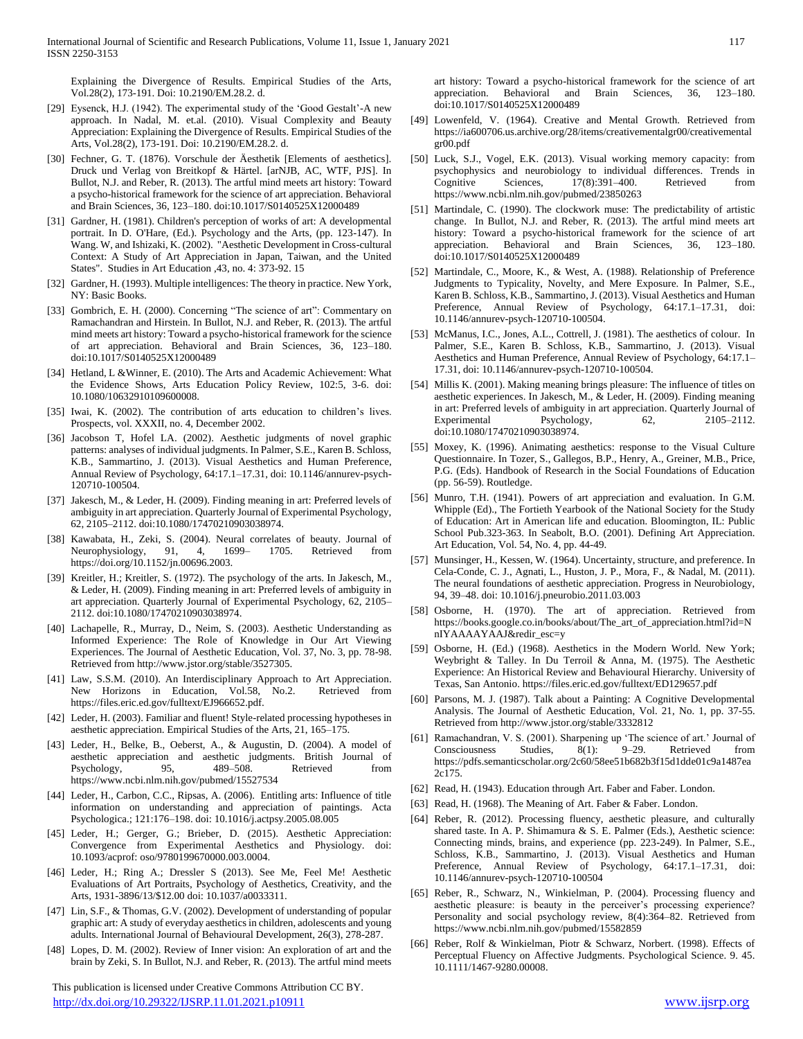Explaining the Divergence of Results. Empirical Studies of the Arts, Vol.28(2), 173-191. Doi: 10.2190/EM.28.2. d.

[29] Eysenck, H.J. (1942). The experimental study of the 'Good Gestalt'-A new approach. In Nadal, M. et.al. (2010). Visual Complexity and Beauty Appreciation: Explaining the Divergence of Results. Empirical Studies of the Arts, Vol.28(2), 173-191. Doi: 10.2190/EM.28.2. d.

[30] Fechner, G. T. (1876). Vorschule der Äesthetik [Elements of aesthetics]. Druck und Verlag von Breitkopf & Härtel. [arNJB, AC, WTF, PJS]. In Bullot, N.J. and Reber, R. (2013). The artful mind meets art history: Toward a psycho-historical framework for the science of art appreciation. Behavioral and Brain Sciences, 36, 123–180. doi:10.1017/S0140525X12000489

[31] Gardner, H. (1981). Children's perception of works of art: A developmental portrait. In D. O'Hare, (Ed.). Psychology and the Arts, (pp. 123-147). In Wang. W, and Ishizaki, K. (2002). "Aesthetic Development in Cross-cultural Context: A Study of Art Appreciation in Japan, Taiwan, and the United States". Studies in Art Education ,43, no. 4: 373-92. 15

[32] Gardner, H. (1993). Multiple intelligences: The theory in practice. New York, NY: Basic Books.

[33] Gombrich, E. H. (2000). Concerning "The science of art": Commentary on Ramachandran and Hirstein. In Bullot, N.J. and Reber, R. (2013). The artful mind meets art history: Toward a psycho-historical framework for the science of art appreciation. Behavioral and Brain Sciences, 36, 123–180. doi:10.1017/S0140525X12000489

[34] Hetland, L &Winner, E. (2010). The Arts and Academic Achievement: What the Evidence Shows, Arts Education Policy Review, 102:5, 3-6. doi: 10.1080/10632910109600008.

[35] Iwai, K. (2002). The contribution of arts education to children's lives. Prospects, vol. XXXII, no. 4, December 2002.

[36] Jacobson T, Hofel LA. (2002). Aesthetic judgments of novel graphic patterns: analyses of individual judgments. In Palmer, S.E., Karen B. Schloss, K.B., Sammartino, J. (2013). Visual Aesthetics and Human Preference, Annual Review of Psychology, 64:17.1–17.31, doi: 10.1146/annurev-psych-120710-100504.

[37] Jakesch, M., & Leder, H. (2009). Finding meaning in art: Preferred levels of ambiguity in art appreciation. Quarterly Journal of Experimental Psychology, 62, 2105–2112. doi:10.1080/17470210903038974.

[38] Kawabata, H., Zeki, S. (2004). Neural correlates of beauty. Journal of Neurophysiology, 91, 4, 1699– 1705. Retrieved from https://doi.org/10.1152/jn.00696.2003.

[39] Kreitler, H.; Kreitler, S. (1972). The psychology of the arts. In Jakesch, M., & Leder, H. (2009). Finding meaning in art: Preferred levels of ambiguity in art appreciation. Quarterly Journal of Experimental Psychology, 62, 2105–2112. doi:10.1080/17470210903038974.

[40] Lachapelle, R., Murray, D., Neim, S. (2003). Aesthetic Understanding as Informed Experience: The Role of Knowledge in Our Art Viewing Experiences. The Journal of Aesthetic Education, Vol. 37, No. 3, pp. 78-98. Retrieved from http://www.jstor.org/stable/3527305.

[41] Law, S.S.M. (2010). An Interdisciplinary Approach to Art Appreciation. New Horizons in Education, Vol.58, No.2. Retrieved from https://files.eric.ed.gov/fulltext/EJ966652.pdf.

[42] Leder, H. (2003). Familiar and fluent! Style-related processing hypotheses in aesthetic appreciation. Empirical Studies of the Arts, 21, 165–175.

[43] Leder, H., Belke, B., Oeberst, A., & Augustin, D. (2004). A model of aesthetic appreciation and aesthetic judgments. British Journal of Psychology, 95, 489–508. Retrieved from https://www.ncbi.nlm.nih.gov/pubmed/15527534

[44] Leder, H., Carbon, C.C., Ripsas, A. (2006). Entitling arts: Influence of title information on understanding and appreciation of paintings. Acta Psychologica.; 121:176–198. doi: 10.1016/j.actpsy.2005.08.005

[45] Leder, H.; Gerger, G.; Brieber, D. (2015). Aesthetic Appreciation: Convergence from Experimental Aesthetics and Physiology. doi: 10.1093/acprof: oso/9780199670000.003.0004.

[46] Leder, H.; Ring A.; Dressler S (2013). See Me, Feel Me! Aesthetic Evaluations of Art Portraits, Psychology of Aesthetics, Creativity, and the Arts, 1931-3896/13/$12.00 doi: 10.1037/a0033311.

[47] Lin, S.F., & Thomas, G.V. (2002). Development of understanding of popular graphic art: A study of everyday aesthetics in children, adolescents and young adults. International Journal of Behavioural Development, 26(3), 278-287.

[48] Lopes, D. M. (2002). Review of Inner vision: An exploration of art and the brain by Zeki, S. In Bullot, N.J. and Reber, R. (2013). The artful mind meets art history: Toward a psycho-historical framework for the science of art appreciation. Behavioral and Brain Sciences, 36, 123–180. doi:10.1017/S0140525X12000489

[49] Lowenfeld, V. (1964). Creative and Mental Growth. Retrieved from https://ia600706.us.archive.org/28/items/creativementalgr00/creativementalgr00.pdf

[50] Luck, S.J., Vogel, E.K. (2013). Visual working memory capacity: from psychophysics and neurobiology to individual differences. Trends in Cognitive Sciences, 17(8):391–400. Retrieved from https://www.ncbi.nlm.nih.gov/pubmed/23850263

[51] Martindale, C. (1990). The clockwork muse: The predictability of artistic change. In Bullot, N.J. and Reber, R. (2013). The artful mind meets art history: Toward a psycho-historical framework for the science of art appreciation. Behavioral and Brain Sciences, 36, 123–180. doi:10.1017/S0140525X12000489

[52] Martindale, C., Moore, K., & West, A. (1988). Relationship of Preference Judgments to Typicality, Novelty, and Mere Exposure. In Palmer, S.E., Karen B. Schloss, K.B., Sammartino, J. (2013). Visual Aesthetics and Human Preference, Annual Review of Psychology, 64:17.1–17.31, doi: 10.1146/annurev-psych-120710-100504.

[53] McManus, I.C., Jones, A.L., Cottrell, J. (1981). The aesthetics of colour. In Palmer, S.E., Karen B. Schloss, K.B., Sammartino, J. (2013). Visual Aesthetics and Human Preference, Annual Review of Psychology, 64:17.1–17.31, doi: 10.1146/annurev-psych-120710-100504.

[54] Millis K. (2001). Making meaning brings pleasure: The influence of titles on aesthetic experiences. In Jakesch, M., & Leder, H. (2009). Finding meaning in art: Preferred levels of ambiguity in art appreciation. Quarterly Journal of Experimental Psychology, 62, 2105–2112. doi:10.1080/17470210903038974.

[55] Moxey, K. (1996). Animating aesthetics: response to the Visual Culture Questionnaire. In Tozer, S., Gallegos, B.P., Henry, A., Greiner, M.B., Price, P.G. (Eds). Handbook of Research in the Social Foundations of Education (pp. 56-59). Routledge.

[56] Munro, T.H. (1941). Powers of art appreciation and evaluation. In G.M. Whipple (Ed.), The Fortieth Yearbook of the National Society for the Study of Education: Art in American life and education. Bloomington, IL: Public School Pub.323-363. In Seabolt, B.O. (2001). Defining Art Appreciation. Art Education, Vol. 54, No. 4, pp. 44-49.

[57] Munsinger, H., Kessen, W. (1964). Uncertainty, structure, and preference. In Cela-Conde, C. J., Agnati, L., Huston, J. P., Mora, F., & Nadal, M. (2011). The neural foundations of aesthetic appreciation. Progress in Neurobiology, 94, 39–48. doi: 10.1016/j.pneurobio.2011.03.003

[58] Osborne, H. (1970). The art of appreciation. Retrieved from https://books.google.co.in/books/about/The_art_of_appreciation.html?id=NnIYAAAAYAAJ&redir_esc=y

[59] Osborne, H. (Ed.) (1968). Aesthetics in the Modern World. New York; Weybright & Talley. In Du Terroil & Anna, M. (1975). The Aesthetic Experience: An Historical Review and Behavioural Hierarchy. University of Texas, San Antonio. https://files.eric.ed.gov/fulltext/ED129657.pdf

[60] Parsons, M. J. (1987). Talk about a Painting: A Cognitive Developmental Analysis. The Journal of Aesthetic Education, Vol. 21, No. 1, pp. 37-55. Retrieved from http://www.jstor.org/stable/3332812

[61] Ramachandran, V. S. (2001). Sharpening up 'The science of art.' Journal of Consciousness Studies, 8(1): 9–29. Retrieved from https://pdfs.semanticscholar.org/2c60/58ee51b682b3f15d1dde01c9a1487ea2c175.

[62] Read, H. (1943). Education through Art. Faber and Faber. London.

[63] Read, H. (1968). The Meaning of Art. Faber & Faber. London.

[64] Reber, R. (2012). Processing fluency, aesthetic pleasure, and culturally shared taste. In A. P. Shimamura & S. E. Palmer (Eds.), Aesthetic science: Connecting minds, brains, and experience (pp. 223-249). In Palmer, S.E., Schloss, K.B., Sammartino, J. (2013). Visual Aesthetics and Human Preference, Annual Review of Psychology, 64:17.1–17.31, doi: 10.1146/annurev-psych-120710-100504

[65] Reber, R., Schwarz, N., Winkielman, P. (2004). Processing fluency and aesthetic pleasure: is beauty in the perceiver's processing experience? Personality and social psychology review, 8(4):364–82. Retrieved from https://www.ncbi.nlm.nih.gov/pubmed/15582859

[66] Reber, Rolf & Winkielman, Piotr & Schwarz, Norbert. (1998). Effects of Perceptual Fluency on Affective Judgments. Psychological Science. 9. 45. 10.1111/1467-9280.00008.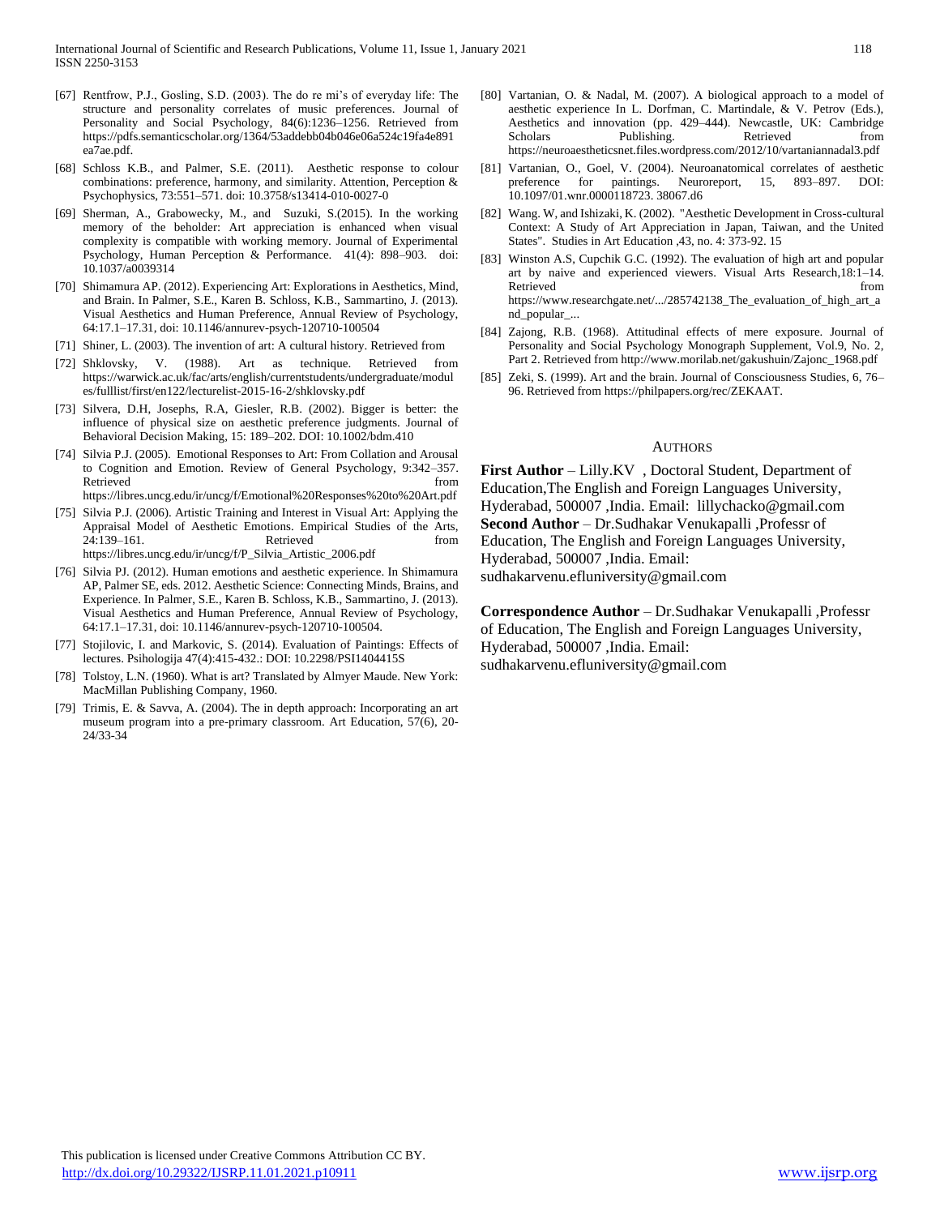[67] Rentfrow, P.J., Gosling, S.D. (2003). The do re mi's of everyday life: The structure and personality correlates of music preferences. Journal of Personality and Social Psychology, 84(6):1236–1256. Retrieved from https://pdfs.semanticscholar.org/1364/53addebb04b046e06a524c19fa4e891ea7ae.pdf.

[68] Schloss K.B., and Palmer, S.E. (2011). Aesthetic response to colour combinations: preference, harmony, and similarity. Attention, Perception & Psychophysics, 73:551–571. doi: 10.3758/s13414-010-0027-0

[69] Sherman, A., Grabowecky, M., and Suzuki, S.(2015). In the working memory of the beholder: Art appreciation is enhanced when visual complexity is compatible with working memory. Journal of Experimental Psychology, Human Perception & Performance. 41(4): 898–903. doi: 10.1037/a0039314

[70] Shimamura AP. (2012). Experiencing Art: Explorations in Aesthetics, Mind, and Brain. In Palmer, S.E., Karen B. Schloss, K.B., Sammartino, J. (2013). Visual Aesthetics and Human Preference, Annual Review of Psychology, 64:17.1–17.31, doi: 10.1146/annurev-psych-120710-100504

[71] Shiner, L. (2003). The invention of art: A cultural history. Retrieved from

[72] Shklovsky, V. (1988). Art as technique. Retrieved from https://warwick.ac.uk/fac/arts/english/currentstudents/undergraduate/modules/fulllist/first/en122/lecturelist-2015-16-2/shklovsky.pdf

[73] Silvera, D.H, Josephs, R.A, Giesler, R.B. (2002). Bigger is better: the influence of physical size on aesthetic preference judgments. Journal of Behavioral Decision Making, 15: 189–202. DOI: 10.1002/bdm.410

[74] Silvia P.J. (2005). Emotional Responses to Art: From Collation and Arousal to Cognition and Emotion. Review of General Psychology, 9:342–357. Retrieved from https://libres.uncg.edu/ir/uncg/f/Emotional%20Responses%20to%20Art.pdf

[75] Silvia P.J. (2006). Artistic Training and Interest in Visual Art: Applying the Appraisal Model of Aesthetic Emotions. Empirical Studies of the Arts, 24:139–161. Retrieved from https://libres.uncg.edu/ir/uncg/f/P_Silvia_Artistic_2006.pdf

[76] Silvia PJ. (2012). Human emotions and aesthetic experience. In Shimamura AP, Palmer SE, eds. 2012. Aesthetic Science: Connecting Minds, Brains, and Experience. In Palmer, S.E., Karen B. Schloss, K.B., Sammartino, J. (2013). Visual Aesthetics and Human Preference, Annual Review of Psychology, 64:17.1–17.31, doi: 10.1146/annurev-psych-120710-100504.

[77] Stojilovic, I. and Markovic, S. (2014). Evaluation of Paintings: Effects of lectures. Psihologija 47(4):415-432.: DOI: 10.2298/PSI1404415S

[78] Tolstoy, L.N. (1960). What is art? Translated by Almyer Maude. New York: MacMillan Publishing Company, 1960.

[79] Trimis, E. & Savva, A. (2004). The in depth approach: Incorporating an art museum program into a pre-primary classroom. Art Education, 57(6), 20-24/33-34

[80] Vartanian, O. & Nadal, M. (2007). A biological approach to a model of aesthetic experience In L. Dorfman, C. Martindale, & V. Petrov (Eds.), Aesthetics and innovation (pp. 429–444). Newcastle, UK: Cambridge Scholars Publishing. Retrieved from https://neuroaestheticsnet.files.wordpress.com/2012/10/vartaniannadal3.pdf

[81] Vartanian, O., Goel, V. (2004). Neuroanatomical correlates of aesthetic preference for paintings. Neuroreport, 15, 893–897. DOI: 10.1097/01.wnr.0000118723. 38067.d6

[82] Wang. W, and Ishizaki, K. (2002). "Aesthetic Development in Cross-cultural Context: A Study of Art Appreciation in Japan, Taiwan, and the United States". Studies in Art Education ,43, no. 4: 373-92. 15

[83] Winston A.S, Cupchik G.C. (1992). The evaluation of high art and popular art by naive and experienced viewers. Visual Arts Research,18:1–14. Retrieved from https://www.researchgate.net/.../285742138_The_evaluation_of_high_art_and_popular_...

[84] Zajong, R.B. (1968). Attitudinal effects of mere exposure. Journal of Personality and Social Psychology Monograph Supplement, Vol.9, No. 2, Part 2. Retrieved from http://www.morilab.net/gakushuin/Zajonc_1968.pdf

[85] Zeki, S. (1999). Art and the brain. Journal of Consciousness Studies, 6, 76–96. Retrieved from https://philpapers.org/rec/ZEKAAT.

## AUTHORS

**First Author** – Lilly.KV , Doctoral Student, Department of Education,The English and Foreign Languages University, Hyderabad, 500007 ,India. Email: lillychacko@gmail.com

**Second Author** – Dr.Sudhakar Venukapalli ,Professr of Education, The English and Foreign Languages University, Hyderabad, 500007 ,India. Email: sudhakarvenu.efluniversity@gmail.com

**Correspondence Author** – Dr.Sudhakar Venukapalli ,Professr of Education, The English and Foreign Languages University, Hyderabad, 500007 ,India. Email: sudhakarvenu.efluniversity@gmail.com